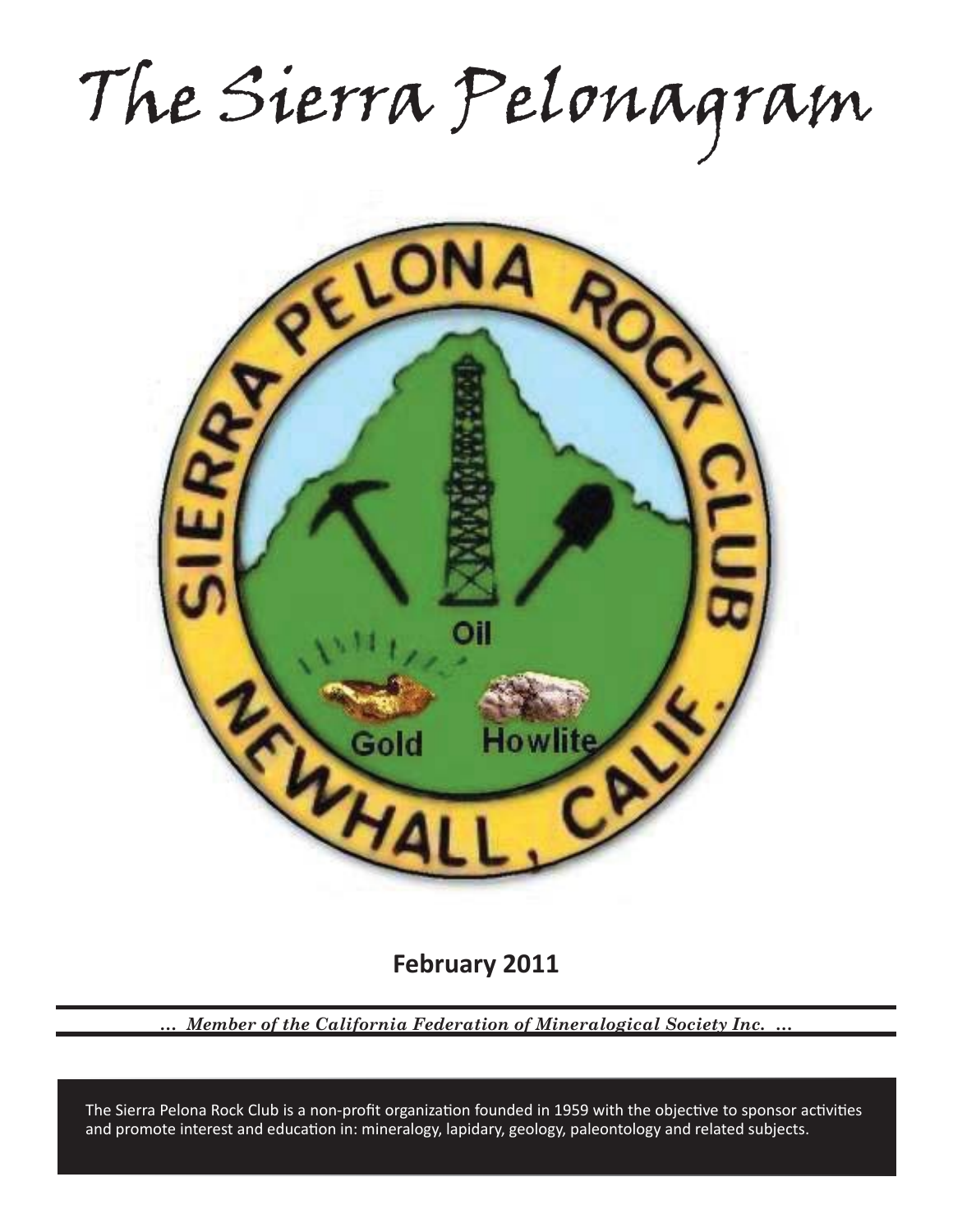# The Sierra Pelonagram

**February 2011**

*... Member of the California Federation of Mineralogical Society Inc. ...*

The Sierra Pelona Rock Club is a non-profit organization founded in 1959 with the objective to sponsor activities and promote interest and education in: mineralogy, lapidary, geology, paleontology and related subjects.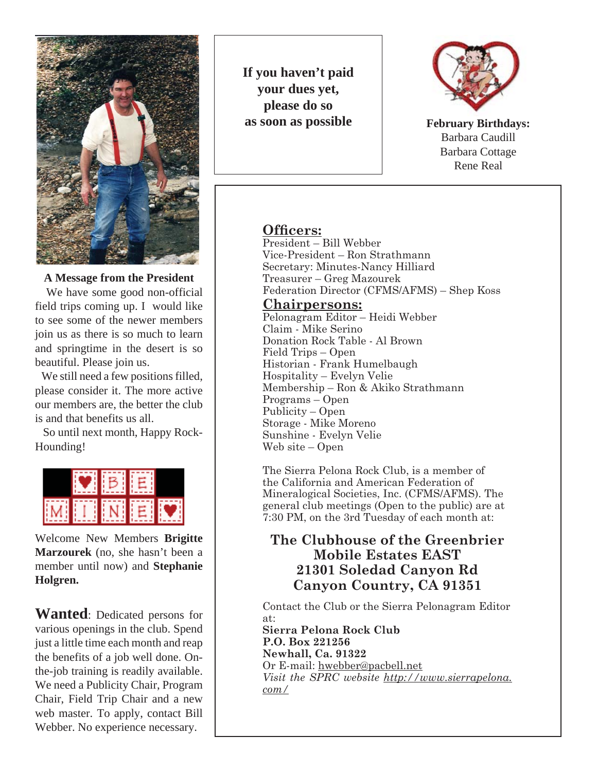## A Message from the President

We have some good non-official field trips coming up. I would like to see some of the newer members join us as there is so much to learn and springtime in the desert is so beautiful. Please join us.

We still need a few positions filled, please consider it. The more active our members are, the better the club is and that benefits us all.

So until next month, Happy Rock-Hounding!

BE MINE

Welcome New Members **Brigitte Marzourek** (no, she hasn't been a member until now) and **Stephanie Holgren.**

**Wanted**: Dedicated persons for various openings in the club. Spend just a little time each month and reap the benefits of a job well done. On-the-job training is readily available. We need a Publicity Chair, Program Chair, Field Trip Chair and a new web master. To apply, contact Bill Webber. No experience necessary.

**If you haven't paid your dues yet, please do so as soon as possible**

**February Birthdays:**
Barbara Caudill
Barbara Cottage
Rene Real

## Officers:

President – Bill Webber
Vice-President – Ron Strathmann
Secretary: Minutes-Nancy Hilliard
Treasurer – Greg Mazourek
Federation Director (CFMS/AFMS) – Shep Koss

## Chairpersons:

Pelonagram Editor – Heidi Webber
Claim - Mike Serino
Donation Rock Table - Al Brown
Field Trips – Open
Historian - Frank Humelbaugh
Hospitality – Evelyn Velie
Membership – Ron & Akiko Strathmann
Programs – Open
Publicity – Open
Storage - Mike Moreno
Sunshine - Evelyn Velie
Web site – Open

The Sierra Pelona Rock Club, is a member of the California and American Federation of Mineralogical Societies, Inc. (CFMS/AFMS). The general club meetings (Open to the public) are at 7:30 PM, on the 3rd Tuesday of each month at:

**The Clubhouse of the Greenbrier Mobile Estates EAST**
**21301 Soledad Canyon Rd**
**Canyon Country, CA 91351**

Contact the Club or the Sierra Pelonagram Editor at:
**Sierra Pelona Rock Club**
**P.O. Box 221256**
**Newhall, Ca. 91322**
Or E-mail: hwebber@pacbell.net
*Visit the SPRC website http://www.sierrapelona.com/*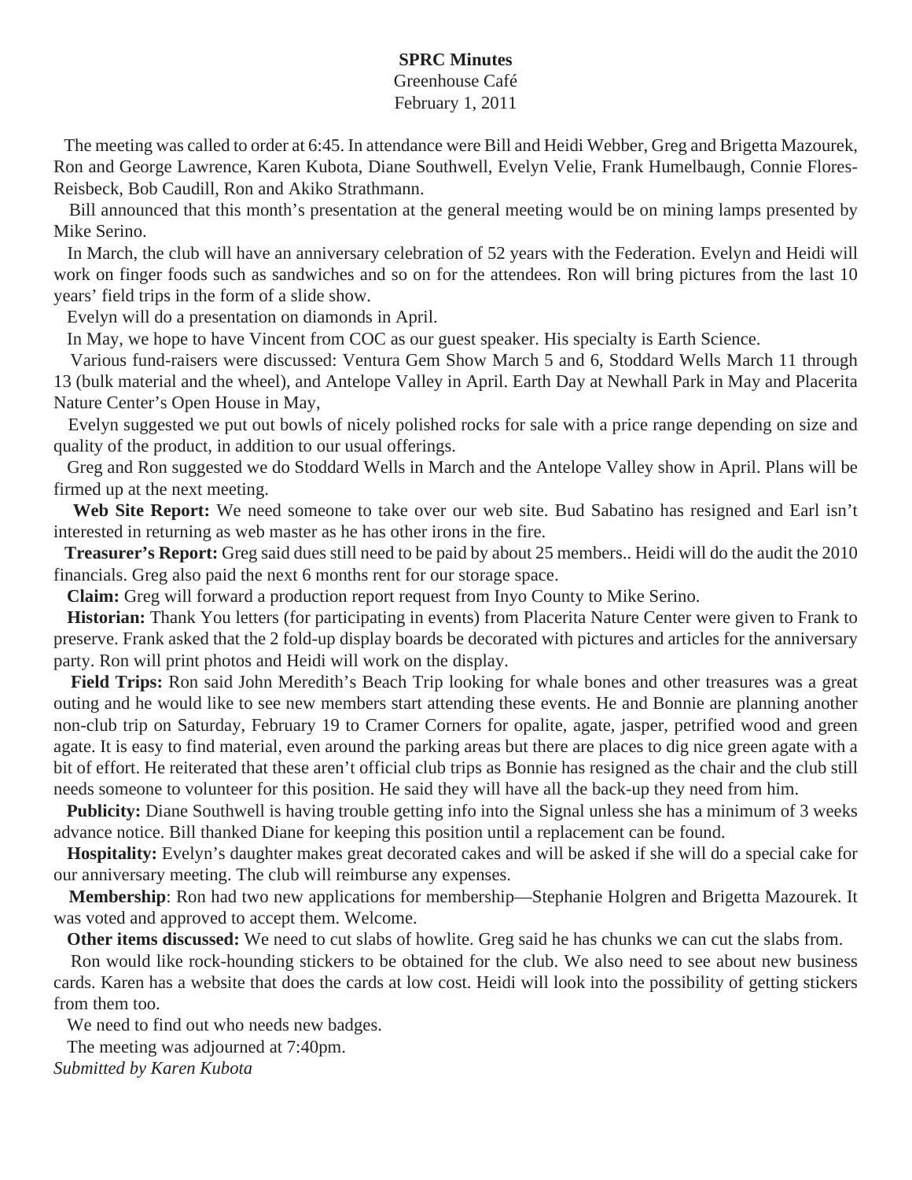**SPRC Minutes**

Greenhouse Café

February 1, 2011

The meeting was called to order at 6:45. In attendance were Bill and Heidi Webber, Greg and Brigetta Mazourek, Ron and George Lawrence, Karen Kubota, Diane Southwell, Evelyn Velie, Frank Humelbaugh, Connie Flores-Reisbeck, Bob Caudill, Ron and Akiko Strathmann.

Bill announced that this month's presentation at the general meeting would be on mining lamps presented by Mike Serino.

In March, the club will have an anniversary celebration of 52 years with the Federation. Evelyn and Heidi will work on finger foods such as sandwiches and so on for the attendees. Ron will bring pictures from the last 10 years' field trips in the form of a slide show.

Evelyn will do a presentation on diamonds in April.

In May, we hope to have Vincent from COC as our guest speaker. His specialty is Earth Science.

Various fund-raisers were discussed: Ventura Gem Show March 5 and 6, Stoddard Wells March 11 through 13 (bulk material and the wheel), and Antelope Valley in April. Earth Day at Newhall Park in May and Placerita Nature Center's Open House in May,

Evelyn suggested we put out bowls of nicely polished rocks for sale with a price range depending on size and quality of the product, in addition to our usual offerings.

Greg and Ron suggested we do Stoddard Wells in March and the Antelope Valley show in April. Plans will be firmed up at the next meeting.

**Web Site Report:** We need someone to take over our web site. Bud Sabatino has resigned and Earl isn't interested in returning as web master as he has other irons in the fire.

**Treasurer's Report:** Greg said dues still need to be paid by about 25 members.. Heidi will do the audit the 2010 financials. Greg also paid the next 6 months rent for our storage space.

**Claim:** Greg will forward a production report request from Inyo County to Mike Serino.

**Historian:** Thank You letters (for participating in events) from Placerita Nature Center were given to Frank to preserve. Frank asked that the 2 fold-up display boards be decorated with pictures and articles for the anniversary party. Ron will print photos and Heidi will work on the display.

**Field Trips:** Ron said John Meredith's Beach Trip looking for whale bones and other treasures was a great outing and he would like to see new members start attending these events. He and Bonnie are planning another non-club trip on Saturday, February 19 to Cramer Corners for opalite, agate, jasper, petrified wood and green agate. It is easy to find material, even around the parking areas but there are places to dig nice green agate with a bit of effort. He reiterated that these aren't official club trips as Bonnie has resigned as the chair and the club still needs someone to volunteer for this position. He said they will have all the back-up they need from him.

**Publicity:** Diane Southwell is having trouble getting info into the Signal unless she has a minimum of 3 weeks advance notice. Bill thanked Diane for keeping this position until a replacement can be found.

**Hospitality:** Evelyn's daughter makes great decorated cakes and will be asked if she will do a special cake for our anniversary meeting. The club will reimburse any expenses.

**Membership**: Ron had two new applications for membership—Stephanie Holgren and Brigetta Mazourek. It was voted and approved to accept them. Welcome.

**Other items discussed:** We need to cut slabs of howlite. Greg said he has chunks we can cut the slabs from.

Ron would like rock-hounding stickers to be obtained for the club. We also need to see about new business cards. Karen has a website that does the cards at low cost. Heidi will look into the possibility of getting stickers from them too.

We need to find out who needs new badges.

The meeting was adjourned at 7:40pm.

*Submitted by Karen Kubota*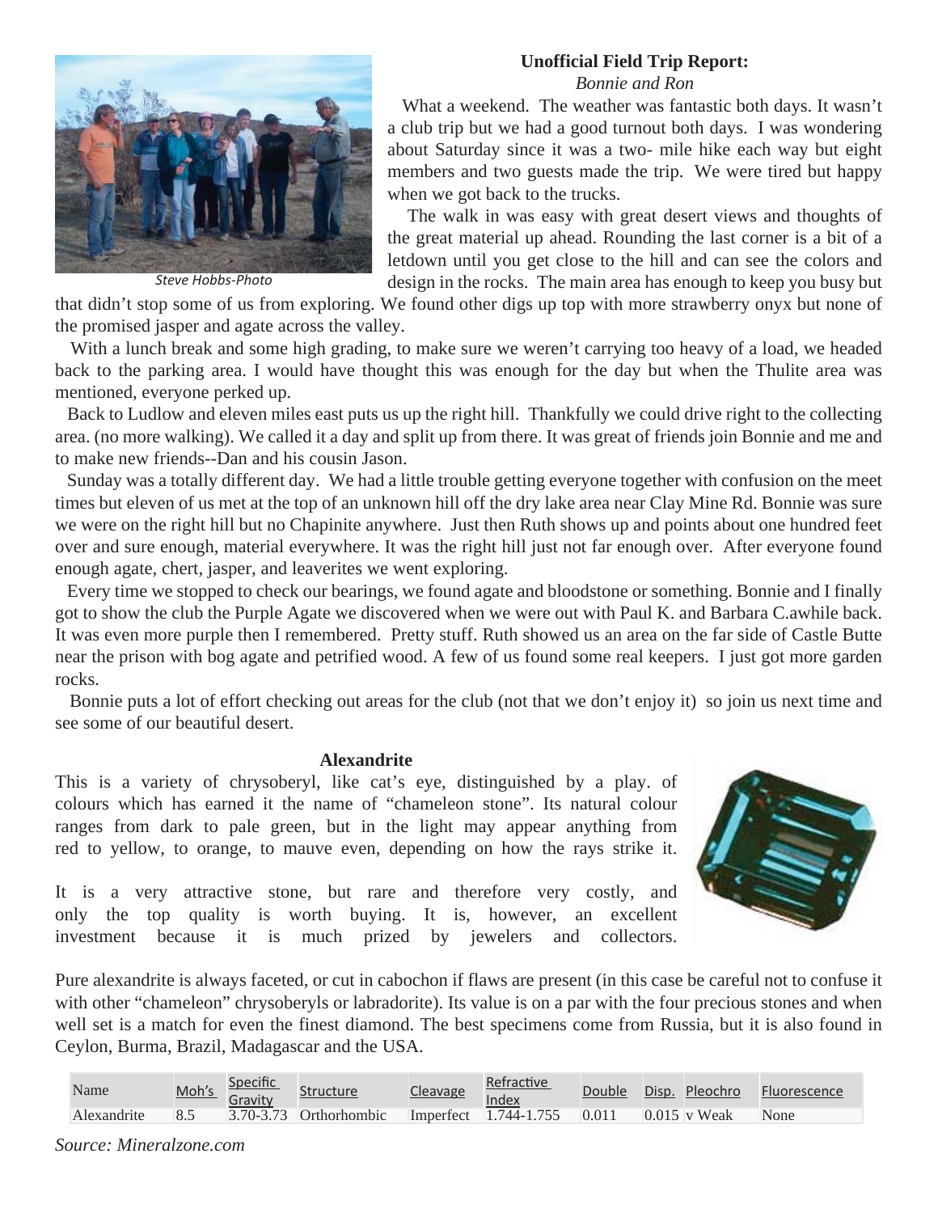Steve Hobbs-Photo

**Unofficial Field Trip Report:**

*Bonnie and Ron*

What a weekend. The weather was fantastic both days. It wasn't a club trip but we had a good turnout both days. I was wondering about Saturday since it was a two- mile hike each way but eight members and two guests made the trip. We were tired but happy when we got back to the trucks.

The walk in was easy with great desert views and thoughts of the great material up ahead. Rounding the last corner is a bit of a letdown until you get close to the hill and can see the colors and design in the rocks. The main area has enough to keep you busy but that didn't stop some of us from exploring. We found other digs up top with more strawberry onyx but none of the promised jasper and agate across the valley.

With a lunch break and some high grading, to make sure we weren't carrying too heavy of a load, we headed back to the parking area. I would have thought this was enough for the day but when the Thulite area was mentioned, everyone perked up.

Back to Ludlow and eleven miles east puts us up the right hill. Thankfully we could drive right to the collecting area. (no more walking). We called it a day and split up from there. It was great of friends join Bonnie and me and to make new friends--Dan and his cousin Jason.

Sunday was a totally different day. We had a little trouble getting everyone together with confusion on the meet times but eleven of us met at the top of an unknown hill off the dry lake area near Clay Mine Rd. Bonnie was sure we were on the right hill but no Chapinite anywhere. Just then Ruth shows up and points about one hundred feet over and sure enough, material everywhere. It was the right hill just not far enough over. After everyone found enough agate, chert, jasper, and leaverites we went exploring.

Every time we stopped to check our bearings, we found agate and bloodstone or something. Bonnie and I finally got to show the club the Purple Agate we discovered when we were out with Paul K. and Barbara C.awhile back. It was even more purple then I remembered. Pretty stuff. Ruth showed us an area on the far side of Castle Butte near the prison with bog agate and petrified wood. A few of us found some real keepers. I just got more garden rocks.

Bonnie puts a lot of effort checking out areas for the club (not that we don't enjoy it) so join us next time and see some of our beautiful desert.

**Alexandrite**

This is a variety of chrysoberyl, like cat's eye, distinguished by a play. of colours which has earned it the name of "chameleon stone". Its natural colour ranges from dark to pale green, but in the light may appear anything from red to yellow, to orange, to mauve even, depending on how the rays strike it.

It is a very attractive stone, but rare and therefore very costly, and only the top quality is worth buying. It is, however, an excellent investment because it is much prized by jewelers and collectors.

Pure alexandrite is always faceted, or cut in cabochon if flaws are present (in this case be careful not to confuse it with other "chameleon" chrysoberyls or labradorite). Its value is on a par with the four precious stones and when well set is a match for even the finest diamond. The best specimens come from Russia, but it is also found in Ceylon, Burma, Brazil, Madagascar and the USA.

| Name | Moh's | Specific Gravity | Structure | Cleavage | Refractive Index | Double | Disp. | Pleochro | Fluorescence |
|---|---|---|---|---|---|---|---|---|---|
| Alexandrite | 8.5 | 3.70-3.73 | Orthorhombic | Imperfect | 1.744-1.755 | 0.011 | 0.015 | v Weak | None |

*Source: Mineralzone.com*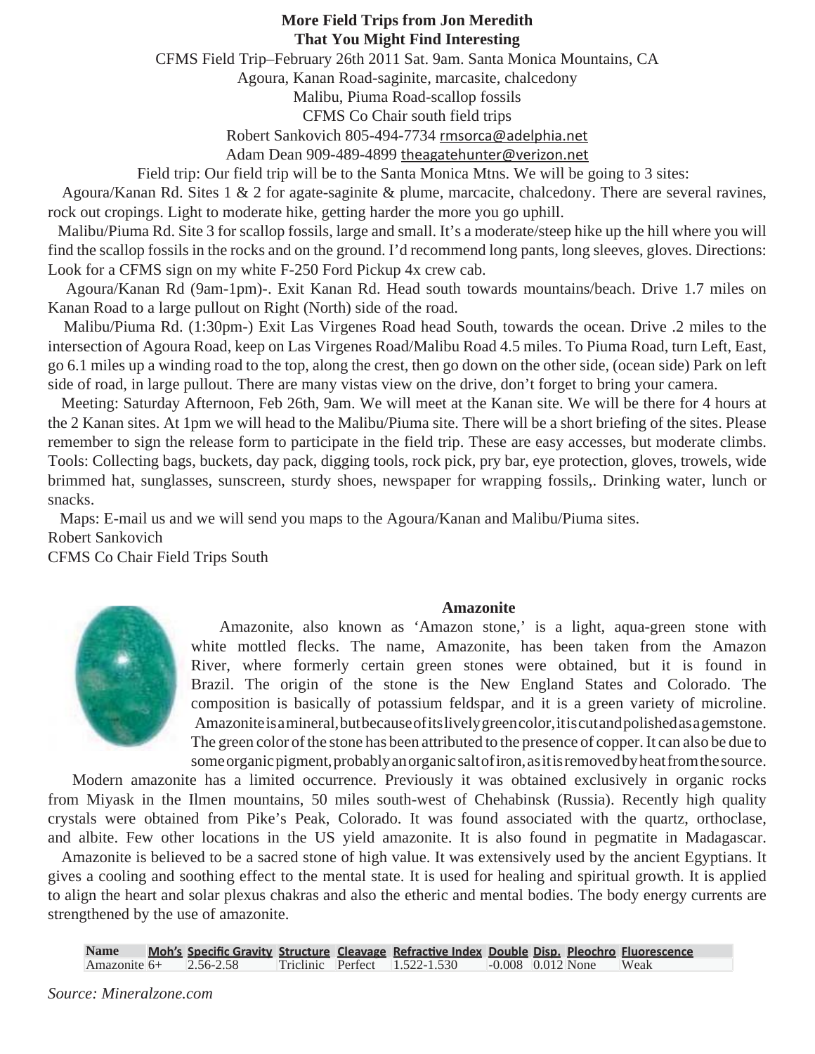**More Field Trips from Jon Meredith**
**That You Might Find Interesting**

CFMS Field Trip–February 26th 2011 Sat. 9am. Santa Monica Mountains, CA
Agoura, Kanan Road-saginite, marcasite, chalcedony
Malibu, Piuma Road-scallop fossils
CFMS Co Chair south field trips
Robert Sankovich 805-494-7734 rmsorca@adelphia.net
Adam Dean 909-489-4899 theagatehunter@verizon.net

Field trip: Our field trip will be to the Santa Monica Mtns. We will be going to 3 sites:

Agoura/Kanan Rd. Sites 1 & 2 for agate-saginite & plume, marcacite, chalcedony. There are several ravines, rock out cropings. Light to moderate hike, getting harder the more you go uphill.

Malibu/Piuma Rd. Site 3 for scallop fossils, large and small. It's a moderate/steep hike up the hill where you will find the scallop fossils in the rocks and on the ground. I'd recommend long pants, long sleeves, gloves. Directions: Look for a CFMS sign on my white F-250 Ford Pickup 4x crew cab.

Agoura/Kanan Rd (9am-1pm)-. Exit Kanan Rd. Head south towards mountains/beach. Drive 1.7 miles on Kanan Road to a large pullout on Right (North) side of the road.

Malibu/Piuma Rd. (1:30pm-) Exit Las Virgenes Road head South, towards the ocean. Drive .2 miles to the intersection of Agoura Road, keep on Las Virgenes Road/Malibu Road 4.5 miles. To Piuma Road, turn Left, East, go 6.1 miles up a winding road to the top, along the crest, then go down on the other side, (ocean side) Park on left side of road, in large pullout. There are many vistas view on the drive, don't forget to bring your camera.

Meeting: Saturday Afternoon, Feb 26th, 9am. We will meet at the Kanan site. We will be there for 4 hours at the 2 Kanan sites. At 1pm we will head to the Malibu/Piuma site. There will be a short briefing of the sites. Please remember to sign the release form to participate in the field trip. These are easy accesses, but moderate climbs. Tools: Collecting bags, buckets, day pack, digging tools, rock pick, pry bar, eye protection, gloves, trowels, wide brimmed hat, sunglasses, sunscreen, sturdy shoes, newspaper for wrapping fossils,. Drinking water, lunch or snacks.

Maps: E-mail us and we will send you maps to the Agoura/Kanan and Malibu/Piuma sites.

Robert Sankovich
CFMS Co Chair Field Trips South

**Amazonite**

Amazonite, also known as 'Amazon stone,' is a light, aqua-green stone with white mottled flecks. The name, Amazonite, has been taken from the Amazon River, where formerly certain green stones were obtained, but it is found in Brazil. The origin of the stone is the New England States and Colorado. The composition is basically of potassium feldspar, and it is a green variety of microline. Amazonite is a mineral, but because of its lively green color, it is cut and polished as a gemstone. The green color of the stone has been attributed to the presence of copper. It can also be due to some organic pigment, probably an organic salt of iron, as it is removed by heat from the source.

Modern amazonite has a limited occurrence. Previously it was obtained exclusively in organic rocks from Miyask in the Ilmen mountains, 50 miles south-west of Chehabinsk (Russia). Recently high quality crystals were obtained from Pike's Peak, Colorado. It was found associated with the quartz, orthoclase, and albite. Few other locations in the US yield amazonite. It is also found in pegmatite in Madagascar.

Amazonite is believed to be a sacred stone of high value. It was extensively used by the ancient Egyptians. It gives a cooling and soothing effect to the mental state. It is used for healing and spiritual growth. It is applied to align the heart and solar plexus chakras and also the etheric and mental bodies. The body energy currents are strengthened by the use of amazonite.

| Name | Moh's | Specific Gravity | Structure | Cleavage | Refractive Index | Double | Disp. | Pleochro | Fluorescence |
|---|---|---|---|---|---|---|---|---|---|
| Amazonite | 6+ | 2.56-2.58 | Triclinic | Perfect | 1.522-1.530 | -0.008 | 0.012 | None | Weak |

*Source: Mineralzone.com*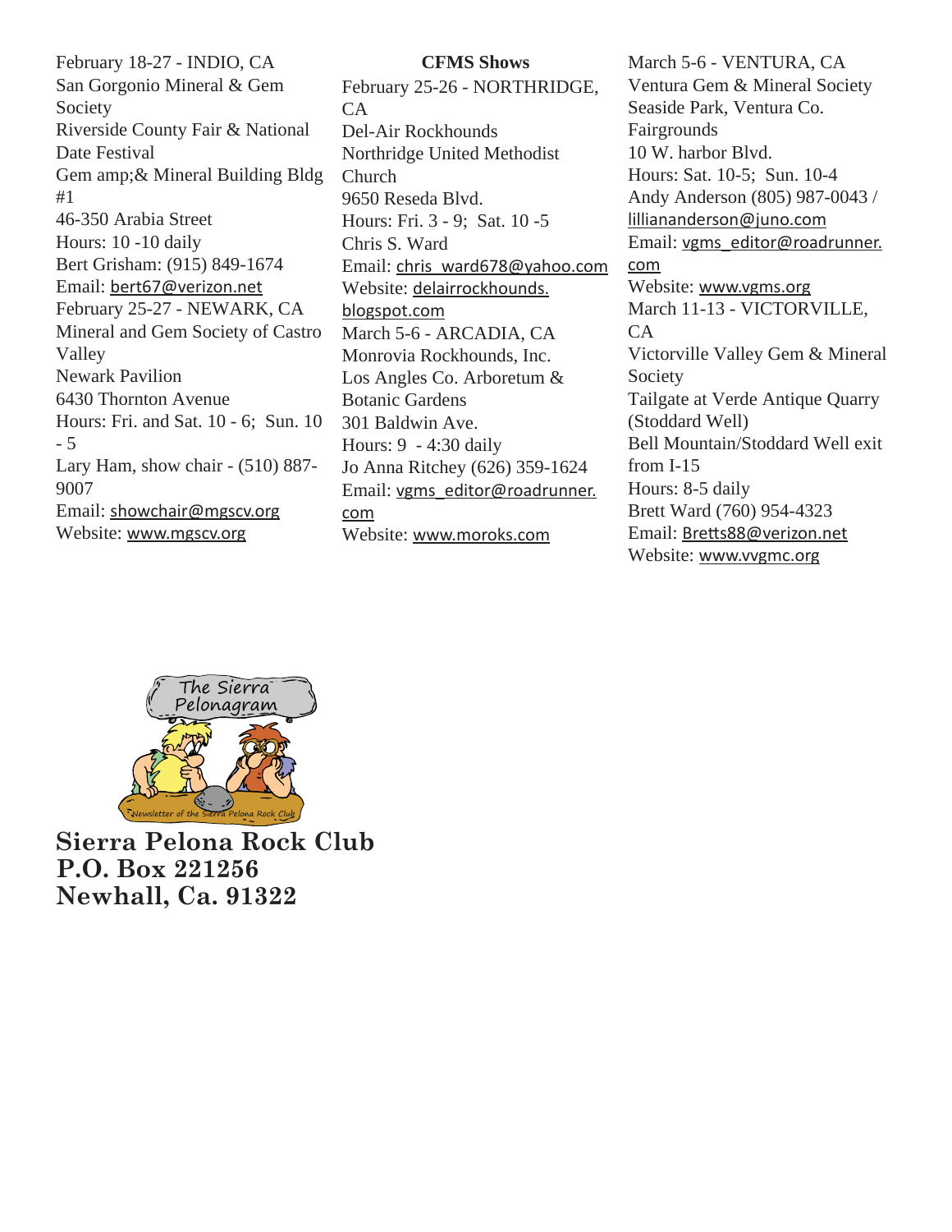February 18-27 - INDIO, CA
San Gorgonio Mineral & Gem Society
Riverside County Fair & National Date Festival
Gem amp;& Mineral Building Bldg #1
46-350 Arabia Street
Hours: 10 -10 daily
Bert Grisham: (915) 849-1674
Email: bert67@verizon.net

February 25-27 - NEWARK, CA
Mineral and Gem Society of Castro Valley
Newark Pavilion
6430 Thornton Avenue
Hours: Fri. and Sat. 10 - 6; Sun. 10 - 5
Lary Ham, show chair - (510) 887-9007
Email: showchair@mgscv.org
Website: www.mgscv.org

**CFMS Shows**

February 25-26 - NORTHRIDGE, CA
Del-Air Rockhounds
Northridge United Methodist Church
9650 Reseda Blvd.
Hours: Fri. 3 - 9; Sat. 10 -5
Chris S. Ward
Email: chris_ward678@yahoo.com
Website: delairrockhounds.blogspot.com

March 5-6 - ARCADIA, CA
Monrovia Rockhounds, Inc.
Los Angles Co. Arboretum & Botanic Gardens
301 Baldwin Ave.
Hours: 9 - 4:30 daily
Jo Anna Ritchey (626) 359-1624
Email: vgms_editor@roadrunner.com
Website: www.moroks.com

March 5-6 - VENTURA, CA
Ventura Gem & Mineral Society
Seaside Park, Ventura Co. Fairgrounds
10 W. harbor Blvd.
Hours: Sat. 10-5; Sun. 10-4
Andy Anderson (805) 987-0043 / lilliananderson@juno.com
Email: vgms_editor@roadrunner.com
Website: www.vgms.org

March 11-13 - VICTORVILLE, CA
Victorville Valley Gem & Mineral Society
Tailgate at Verde Antique Quarry (Stoddard Well)
Bell Mountain/Stoddard Well exit from I-15
Hours: 8-5 daily
Brett Ward (760) 954-4323
Email: Bretts88@verizon.net
Website: www.vvgmc.org

**Sierra Pelona Rock Club**
**P.O. Box 221256**
**Newhall, Ca. 91322**